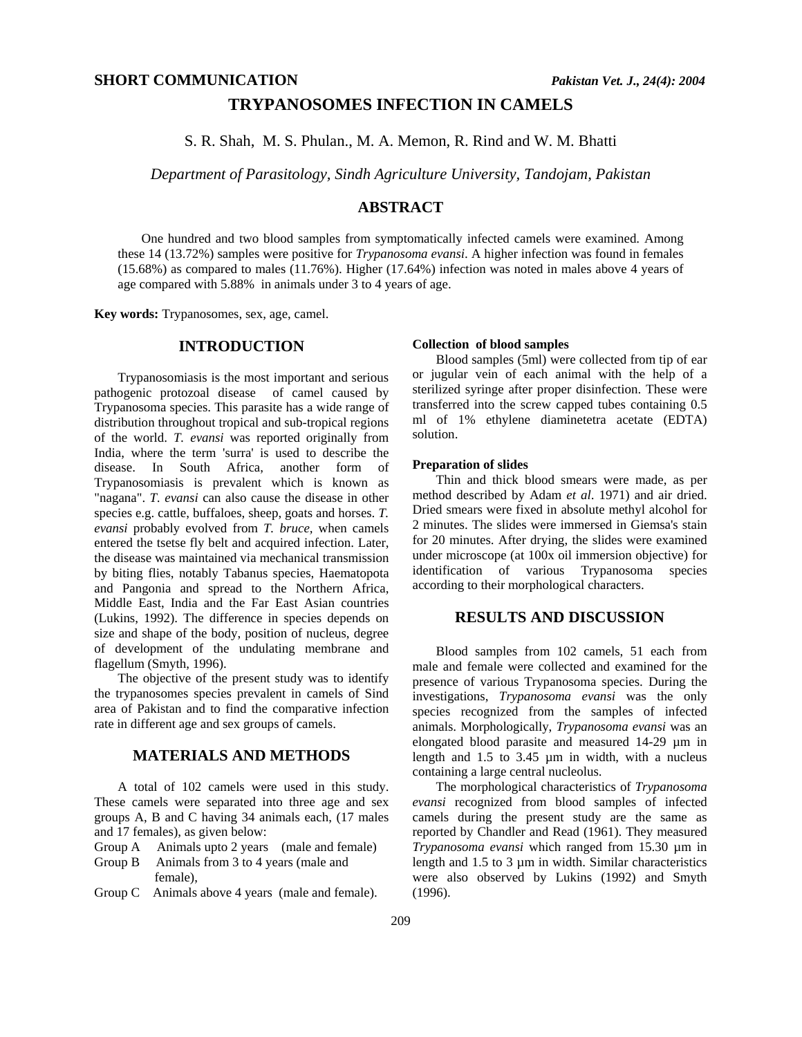**SHORT COMMUNICATION**

# TRYPANOSOMES INFECTION IN CAMELS

S. R. Shah, M. S. Phulan., M. A. Memon, R. Rind and W. M. Bhatti

*Department of Parasitology, Sindh Agriculture University, Tandojam, Pakistan*

## ABSTRACT

One hundred and two blood samples from symptomatically infected camels were examined. Among these 14 (13.72%) samples were positive for *Trypanosoma evansi*. A higher infection was found in females (15.68%) as compared to males (11.76%). Higher (17.64%) infection was noted in males above 4 years of age compared with 5.88% in animals under 3 to 4 years of age.

**Key words:** Trypanosomes, sex, age, camel.

## INTRODUCTION

Trypanosomiasis is the most important and serious pathogenic protozoal disease of camel caused by Trypanosoma species. This parasite has a wide range of distribution throughout tropical and sub-tropical regions of the world. *T. evansi* was reported originally from India, where the term 'surra' is used to describe the disease. In South Africa, another form of Trypanosomiasis is prevalent which is known as "nagana". *T. evansi* can also cause the disease in other species e.g. cattle, buffaloes, sheep, goats and horses. *T. evansi* probably evolved from *T. bruce*, when camels entered the tsetse fly belt and acquired infection. Later, the disease was maintained via mechanical transmission by biting flies, notably Tabanus species, Haematopota and Pangonia and spread to the Northern Africa, Middle East, India and the Far East Asian countries (Lukins, 1992). The difference in species depends on size and shape of the body, position of nucleus, degree of development of the undulating membrane and flagellum (Smyth, 1996).

The objective of the present study was to identify the trypanosomes species prevalent in camels of Sind area of Pakistan and to find the comparative infection rate in different age and sex groups of camels.

## MATERIALS AND METHODS

A total of 102 camels were used in this study. These camels were separated into three age and sex groups A, B and C having 34 animals each, (17 males and 17 females), as given below:

Group A Animals upto 2 years (male and female)
Group B Animals from 3 to 4 years (male and female),
Group C Animals above 4 years (male and female).

### Collection of blood samples

Blood samples (5ml) were collected from tip of ear or jugular vein of each animal with the help of a sterilized syringe after proper disinfection. These were transferred into the screw capped tubes containing 0.5 ml of 1% ethylene diaminetetra acetate (EDTA) solution.

### Preparation of slides

Thin and thick blood smears were made, as per method described by Adam *et al*. 1971) and air dried. Dried smears were fixed in absolute methyl alcohol for 2 minutes. The slides were immersed in Giemsa's stain for 20 minutes. After drying, the slides were examined under microscope (at 100x oil immersion objective) for identification of various Trypanosoma species according to their morphological characters.

## RESULTS AND DISCUSSION

Blood samples from 102 camels, 51 each from male and female were collected and examined for the presence of various Trypanosoma species. During the investigations, *Trypanosoma evansi* was the only species recognized from the samples of infected animals. Morphologically, *Trypanosoma evansi* was an elongated blood parasite and measured 14-29 µm in length and 1.5 to 3.45 µm in width, with a nucleus containing a large central nucleolus.

The morphological characteristics of *Trypanosoma evansi* recognized from blood samples of infected camels during the present study are the same as reported by Chandler and Read (1961). They measured *Trypanosoma evansi* which ranged from 15.30 µm in length and 1.5 to 3 µm in width. Similar characteristics were also observed by Lukins (1992) and Smyth (1996).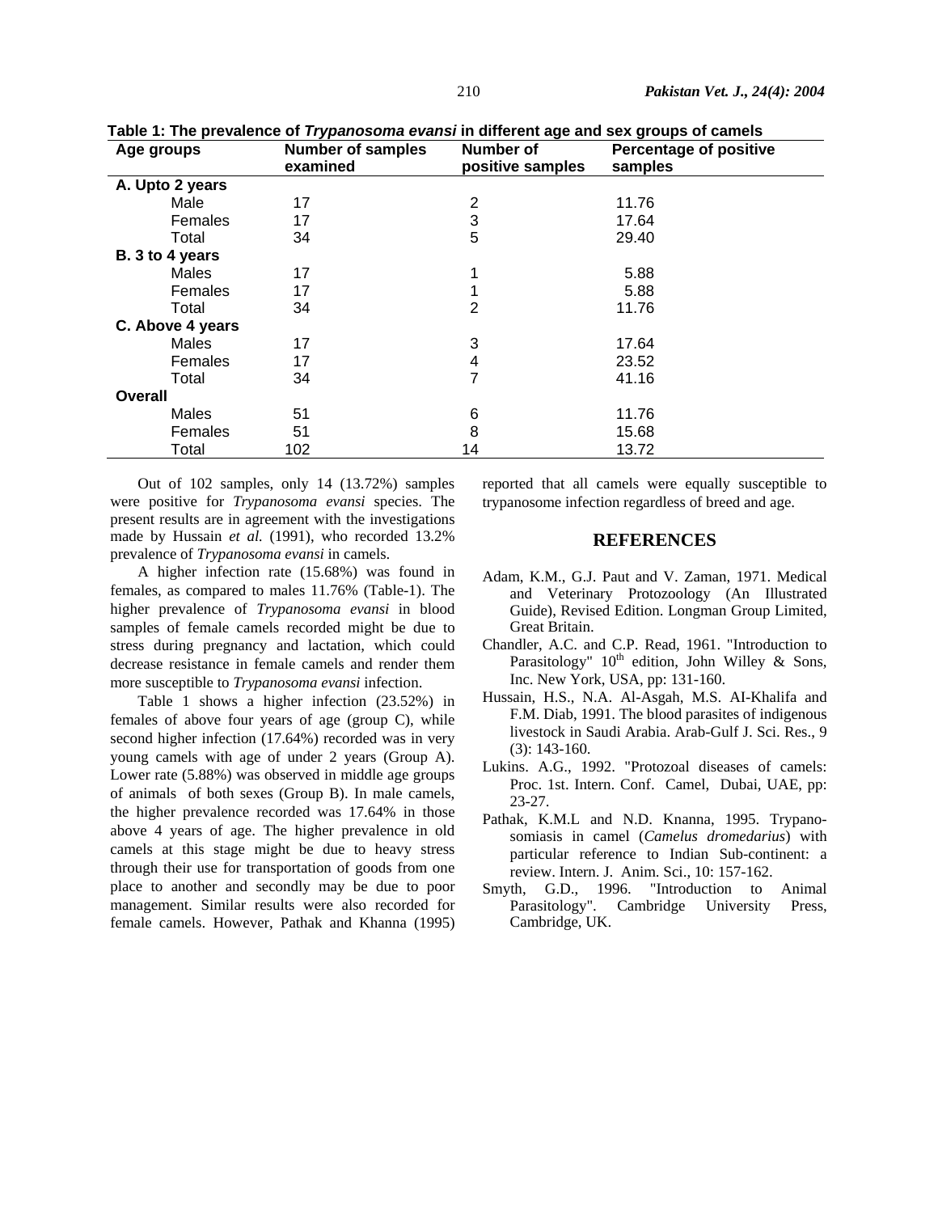Table 1: The prevalence of *Trypanosoma evansi* in different age and sex groups of camels

| Age groups | Number of samples examined | Number of positive samples | Percentage of positive samples |
|---|---|---|---|
| **A. Upto 2 years** | | | |
| Male | 17 | 2 | 11.76 |
| Females | 17 | 3 | 17.64 |
| Total | 34 | 5 | 29.40 |
| **B. 3 to 4 years** | | | |
| Males | 17 | 1 | 5.88 |
| Females | 17 | 1 | 5.88 |
| Total | 34 | 2 | 11.76 |
| **C. Above 4 years** | | | |
| Males | 17 | 3 | 17.64 |
| Females | 17 | 4 | 23.52 |
| Total | 34 | 7 | 41.16 |
| **Overall** | | | |
| Males | 51 | 6 | 11.76 |
| Females | 51 | 8 | 15.68 |
| Total | 102 | 14 | 13.72 |

Out of 102 samples, only 14 (13.72%) samples were positive for *Trypanosoma evansi* species. The present results are in agreement with the investigations made by Hussain *et al.* (1991), who recorded 13.2% prevalence of *Trypanosoma evansi* in camels.

A higher infection rate (15.68%) was found in females, as compared to males 11.76% (Table-1). The higher prevalence of *Trypanosoma evansi* in blood samples of female camels recorded might be due to stress during pregnancy and lactation, which could decrease resistance in female camels and render them more susceptible to *Trypanosoma evansi* infection.

Table 1 shows a higher infection (23.52%) in females of above four years of age (group C), while second higher infection (17.64%) recorded was in very young camels with age of under 2 years (Group A). Lower rate (5.88%) was observed in middle age groups of animals of both sexes (Group B). In male camels, the higher prevalence recorded was 17.64% in those above 4 years of age. The higher prevalence in old camels at this stage might be due to heavy stress through their use for transportation of goods from one place to another and secondly may be due to poor management. Similar results were also recorded for female camels. However, Pathak and Khanna (1995) reported that all camels were equally susceptible to trypanosome infection regardless of breed and age.

## REFERENCES

Adam, K.M., G.J. Paut and V. Zaman, 1971. Medical and Veterinary Protozoology (An Illustrated Guide), Revised Edition. Longman Group Limited, Great Britain.

Chandler, A.C. and C.P. Read, 1961. "Introduction to Parasitology" 10th edition, John Willey & Sons, Inc. New York, USA, pp: 131-160.

Hussain, H.S., N.A. Al-Asgah, M.S. AI-Khalifa and F.M. Diab, 1991. The blood parasites of indigenous livestock in Saudi Arabia. Arab-Gulf J. Sci. Res., 9 (3): 143-160.

Lukins. A.G., 1992. "Protozoal diseases of camels: Proc. 1st. Intern. Conf. Camel, Dubai, UAE, pp: 23-27.

Pathak, K.M.L and N.D. Knanna, 1995. Trypanosomiasis in camel (*Camelus dromedarius*) with particular reference to Indian Sub-continent: a review. Intern. J. Anim. Sci., 10: 157-162.

Smyth, G.D., 1996. "Introduction to Animal Parasitology". Cambridge University Press, Cambridge, UK.